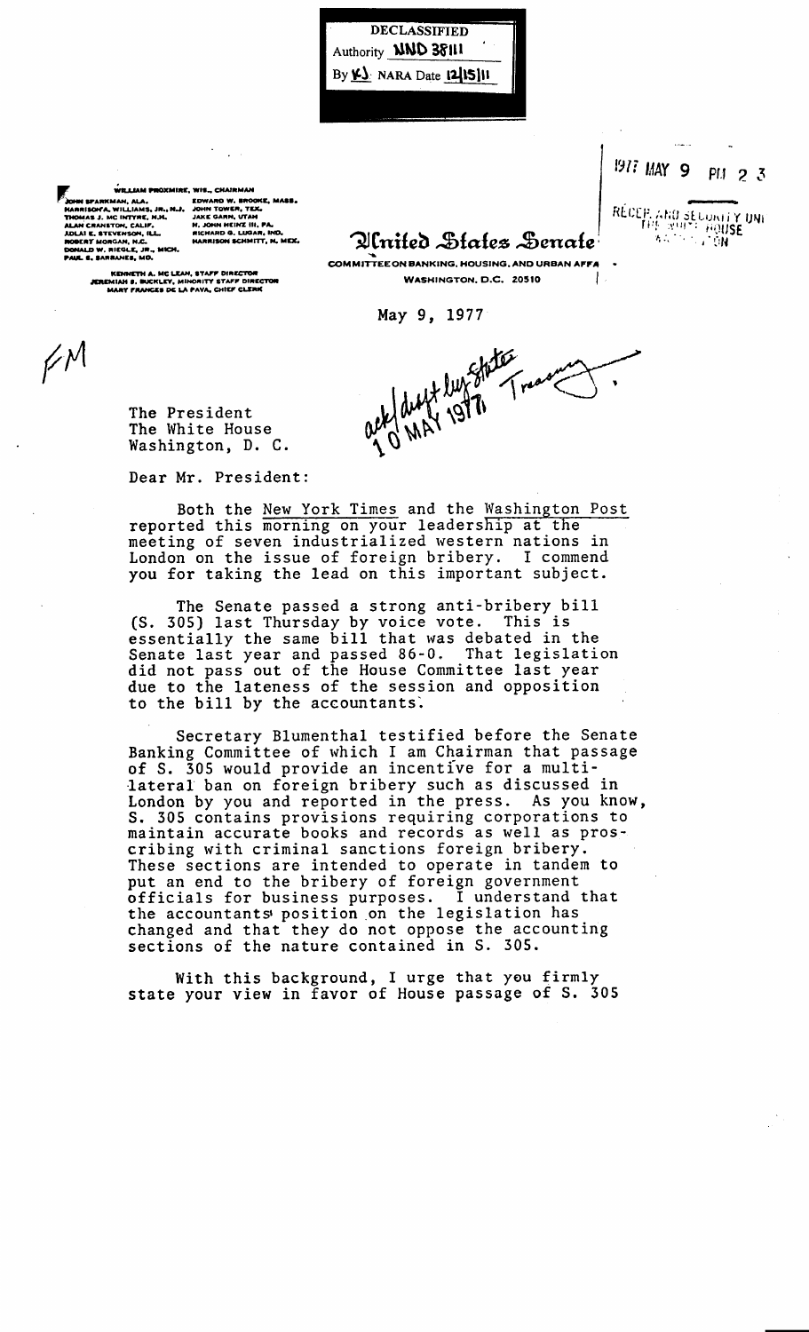DECLASSIFIED
Authority NND 38111
By KJ NARA Date 12/15/11

WILLIAM PROXMIRE, WIS., CHAIRMAN
JOHN SPARKMAN, ALA.
HARRISON A. WILLIAMS, JR., N.J.
THOMAS J. MC INTYRE, N.H.
ALAN CRANSTON, CALIF.
ADLAI E. STEVENSON, ILL.
ROBERT MORGAN, N.C.
DONALD W. RIEGLE, JR., MICH.
PAUL S. SARBANES, MD.
EDWARD W. BROOKE, MASS.
JOHN TOWER, TEX.
JAKE GARN, UTAH
H. JOHN HEINZ III, PA.
RICHARD G. LUGAR, IND.
HARRISON SCHMITT, N. MEX.

KENNETH A. MC LEAN, STAFF DIRECTOR
JEREMIAH S. BUCKLEY, MINORITY STAFF DIRECTOR
MARY FRANCES DE LA PAVA, CHIEF CLERK

# United States Senate

COMMITTEE ON BANKING, HOUSING, AND URBAN AFFAIRS
WASHINGTON, D.C. 20510

1977 MAY 9 PM 2 3
RECEIPT AND SECURITY UNIT
THE WHITE HOUSE
WASHINGTON

May 9, 1977

FM

ack draft by State Treasury
10 MAY 1977

The President
The White House
Washington, D. C.

Dear Mr. President:

Both the New York Times and the Washington Post reported this morning on your leadership at the meeting of seven industrialized western nations in London on the issue of foreign bribery. I commend you for taking the lead on this important subject.

The Senate passed a strong anti-bribery bill (S. 305) last Thursday by voice vote. This is essentially the same bill that was debated in the Senate last year and passed 86-0. That legislation did not pass out of the House Committee last year due to the lateness of the session and opposition to the bill by the accountants.

Secretary Blumenthal testified before the Senate Banking Committee of which I am Chairman that passage of S. 305 would provide an incentive for a multilateral ban on foreign bribery such as discussed in London by you and reported in the press. As you know, S. 305 contains provisions requiring corporations to maintain accurate books and records as well as proscribing with criminal sanctions foreign bribery. These sections are intended to operate in tandem to put an end to the bribery of foreign government officials for business purposes. I understand that the accountants' position on the legislation has changed and that they do not oppose the accounting sections of the nature contained in S. 305.

With this background, I urge that you firmly state your view in favor of House passage of S. 305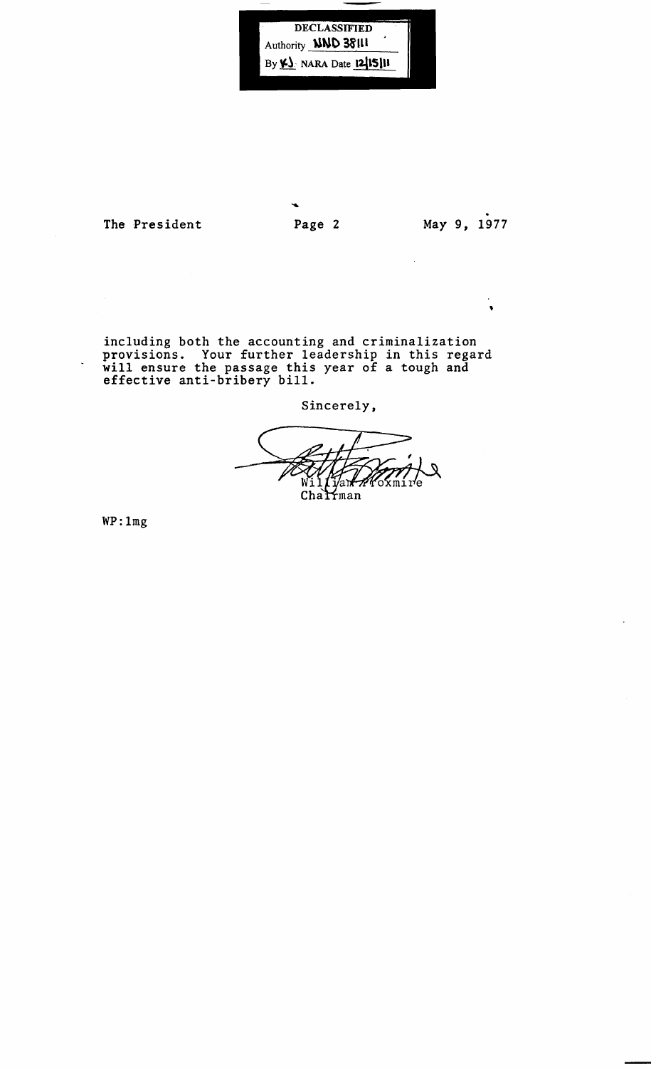DECLASSIFIED
Authority NND 38111
By KJ NARA Date 12/15/11

The President Page 2 May 9, 1977

including both the accounting and criminalization provisions. Your further leadership in this regard will ensure the passage this year of a tough and effective anti-bribery bill.

Sincerely,

William Proxmire
Chairman

WP:lmg